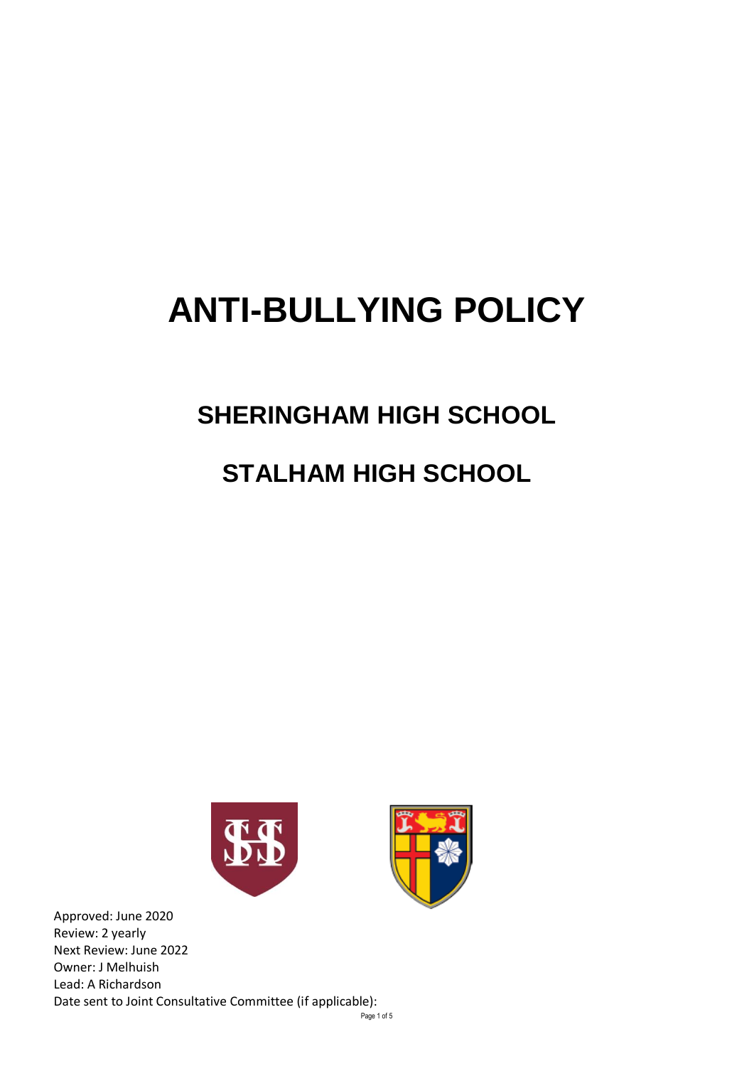# ANTI-BULLYING POLICY

## SHERINGHAM HIGH SCHOOL

## STALHAM HIGH SCHOOL

Approved: June 2020
Review: 2 yearly
Next Review: June 2022
Owner: J Melhuish
Lead: A Richardson
Date sent to Joint Consultative Committee (if applicable):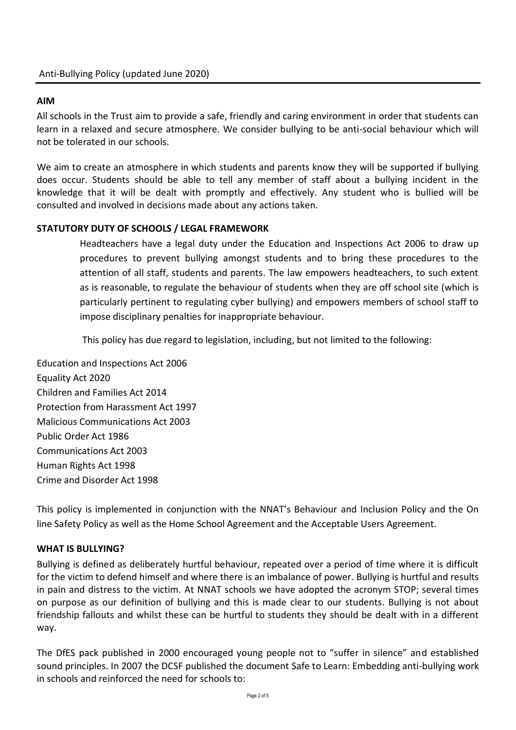Anti-Bullying Policy (updated June 2020)

## AIM

All schools in the Trust aim to provide a safe, friendly and caring environment in order that students can learn in a relaxed and secure atmosphere. We consider bullying to be anti-social behaviour which will not be tolerated in our schools.

We aim to create an atmosphere in which students and parents know they will be supported if bullying does occur. Students should be able to tell any member of staff about a bullying incident in the knowledge that it will be dealt with promptly and effectively. Any student who is bullied will be consulted and involved in decisions made about any actions taken.

## STATUTORY DUTY OF SCHOOLS / LEGAL FRAMEWORK

Headteachers have a legal duty under the Education and Inspections Act 2006 to draw up procedures to prevent bullying amongst students and to bring these procedures to the attention of all staff, students and parents. The law empowers headteachers, to such extent as is reasonable, to regulate the behaviour of students when they are off school site (which is particularly pertinent to regulating cyber bullying) and empowers members of school staff to impose disciplinary penalties for inappropriate behaviour.

This policy has due regard to legislation, including, but not limited to the following:

Education and Inspections Act 2006
Equality Act 2020
Children and Families Act 2014
Protection from Harassment Act 1997
Malicious Communications Act 2003
Public Order Act 1986
Communications Act 2003
Human Rights Act 1998
Crime and Disorder Act 1998

This policy is implemented in conjunction with the NNAT's Behaviour and Inclusion Policy and the On line Safety Policy as well as the Home School Agreement and the Acceptable Users Agreement.

## WHAT IS BULLYING?

Bullying is defined as deliberately hurtful behaviour, repeated over a period of time where it is difficult for the victim to defend himself and where there is an imbalance of power. Bullying is hurtful and results in pain and distress to the victim. At NNAT schools we have adopted the acronym STOP; several times on purpose as our definition of bullying and this is made clear to our students. Bullying is not about friendship fallouts and whilst these can be hurtful to students they should be dealt with in a different way.

The DfES pack published in 2000 encouraged young people not to "suffer in silence" and established sound principles. In 2007 the DCSF published the document Safe to Learn: Embedding anti-bullying work in schools and reinforced the need for schools to: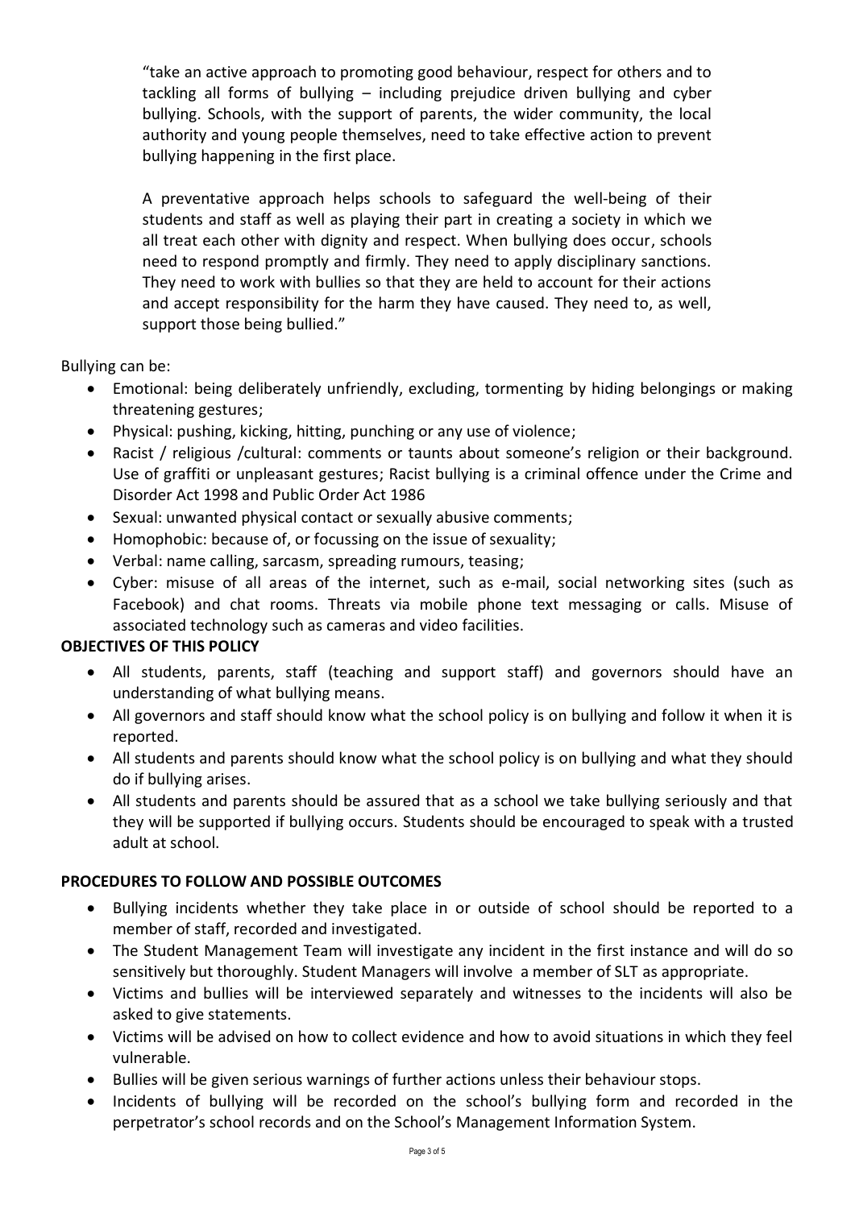> "take an active approach to promoting good behaviour, respect for others and to tackling all forms of bullying – including prejudice driven bullying and cyber bullying. Schools, with the support of parents, the wider community, the local authority and young people themselves, need to take effective action to prevent bullying happening in the first place.
>
> A preventative approach helps schools to safeguard the well-being of their students and staff as well as playing their part in creating a society in which we all treat each other with dignity and respect. When bullying does occur, schools need to respond promptly and firmly. They need to apply disciplinary sanctions. They need to work with bullies so that they are held to account for their actions and accept responsibility for the harm they have caused. They need to, as well, support those being bullied."

Bullying can be:

- Emotional: being deliberately unfriendly, excluding, tormenting by hiding belongings or making threatening gestures;
- Physical: pushing, kicking, hitting, punching or any use of violence;
- Racist / religious /cultural: comments or taunts about someone's religion or their background. Use of graffiti or unpleasant gestures; Racist bullying is a criminal offence under the Crime and Disorder Act 1998 and Public Order Act 1986
- Sexual: unwanted physical contact or sexually abusive comments;
- Homophobic: because of, or focussing on the issue of sexuality;
- Verbal: name calling, sarcasm, spreading rumours, teasing;
- Cyber: misuse of all areas of the internet, such as e-mail, social networking sites (such as Facebook) and chat rooms. Threats via mobile phone text messaging or calls. Misuse of associated technology such as cameras and video facilities.

**OBJECTIVES OF THIS POLICY**

- All students, parents, staff (teaching and support staff) and governors should have an understanding of what bullying means.
- All governors and staff should know what the school policy is on bullying and follow it when it is reported.
- All students and parents should know what the school policy is on bullying and what they should do if bullying arises.
- All students and parents should be assured that as a school we take bullying seriously and that they will be supported if bullying occurs. Students should be encouraged to speak with a trusted adult at school.

**PROCEDURES TO FOLLOW AND POSSIBLE OUTCOMES**

- Bullying incidents whether they take place in or outside of school should be reported to a member of staff, recorded and investigated.
- The Student Management Team will investigate any incident in the first instance and will do so sensitively but thoroughly. Student Managers will involve a member of SLT as appropriate.
- Victims and bullies will be interviewed separately and witnesses to the incidents will also be asked to give statements.
- Victims will be advised on how to collect evidence and how to avoid situations in which they feel vulnerable.
- Bullies will be given serious warnings of further actions unless their behaviour stops.
- Incidents of bullying will be recorded on the school's bullying form and recorded in the perpetrator's school records and on the School's Management Information System.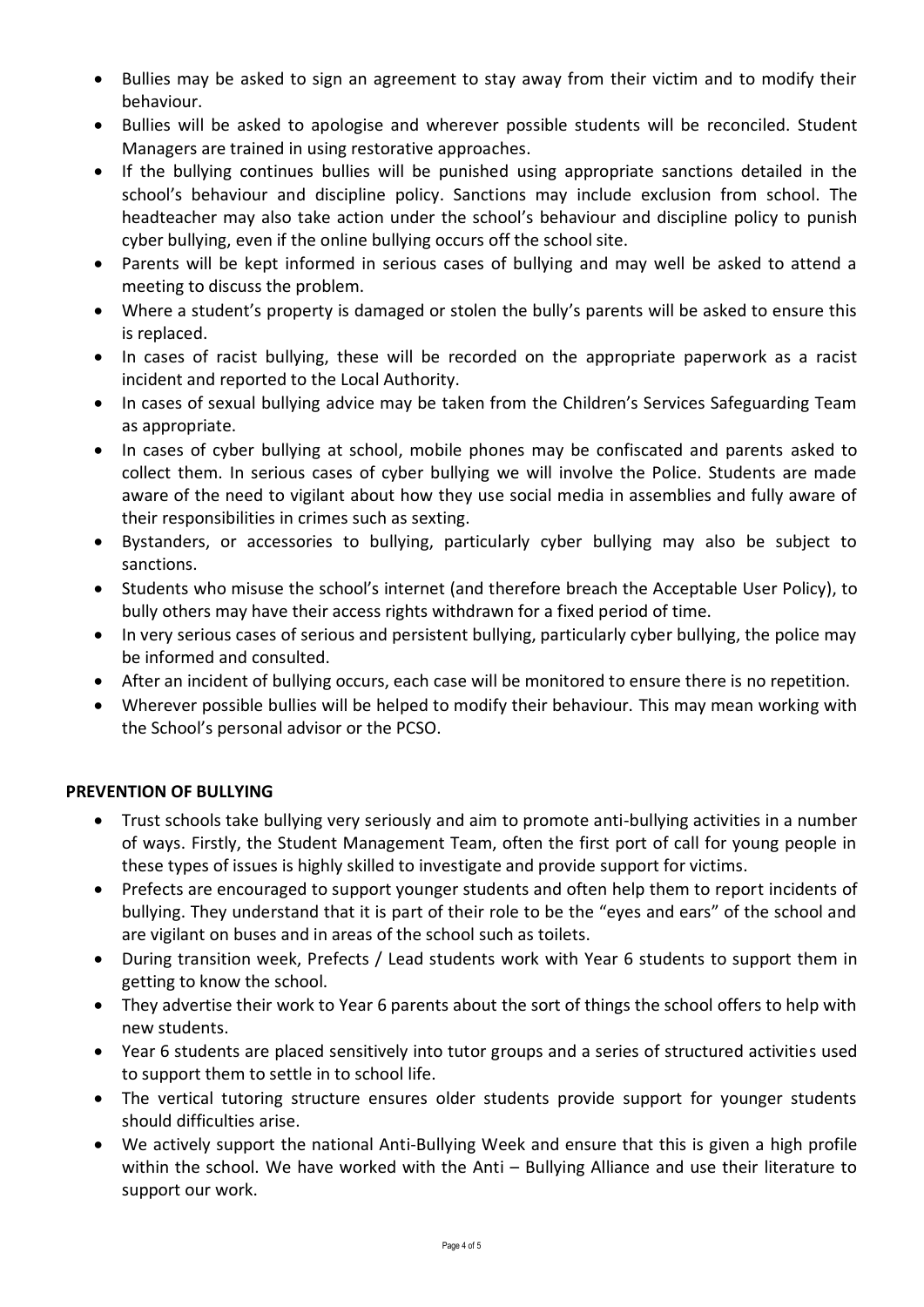- Bullies may be asked to sign an agreement to stay away from their victim and to modify their behaviour.
- Bullies will be asked to apologise and wherever possible students will be reconciled. Student Managers are trained in using restorative approaches.
- If the bullying continues bullies will be punished using appropriate sanctions detailed in the school's behaviour and discipline policy. Sanctions may include exclusion from school. The headteacher may also take action under the school's behaviour and discipline policy to punish cyber bullying, even if the online bullying occurs off the school site.
- Parents will be kept informed in serious cases of bullying and may well be asked to attend a meeting to discuss the problem.
- Where a student's property is damaged or stolen the bully's parents will be asked to ensure this is replaced.
- In cases of racist bullying, these will be recorded on the appropriate paperwork as a racist incident and reported to the Local Authority.
- In cases of sexual bullying advice may be taken from the Children's Services Safeguarding Team as appropriate.
- In cases of cyber bullying at school, mobile phones may be confiscated and parents asked to collect them. In serious cases of cyber bullying we will involve the Police. Students are made aware of the need to vigilant about how they use social media in assemblies and fully aware of their responsibilities in crimes such as sexting.
- Bystanders, or accessories to bullying, particularly cyber bullying may also be subject to sanctions.
- Students who misuse the school's internet (and therefore breach the Acceptable User Policy), to bully others may have their access rights withdrawn for a fixed period of time.
- In very serious cases of serious and persistent bullying, particularly cyber bullying, the police may be informed and consulted.
- After an incident of bullying occurs, each case will be monitored to ensure there is no repetition.
- Wherever possible bullies will be helped to modify their behaviour. This may mean working with the School's personal advisor or the PCSO.

**PREVENTION OF BULLYING**

- Trust schools take bullying very seriously and aim to promote anti-bullying activities in a number of ways. Firstly, the Student Management Team, often the first port of call for young people in these types of issues is highly skilled to investigate and provide support for victims.
- Prefects are encouraged to support younger students and often help them to report incidents of bullying. They understand that it is part of their role to be the "eyes and ears" of the school and are vigilant on buses and in areas of the school such as toilets.
- During transition week, Prefects / Lead students work with Year 6 students to support them in getting to know the school.
- They advertise their work to Year 6 parents about the sort of things the school offers to help with new students.
- Year 6 students are placed sensitively into tutor groups and a series of structured activities used to support them to settle in to school life.
- The vertical tutoring structure ensures older students provide support for younger students should difficulties arise.
- We actively support the national Anti-Bullying Week and ensure that this is given a high profile within the school. We have worked with the Anti – Bullying Alliance and use their literature to support our work.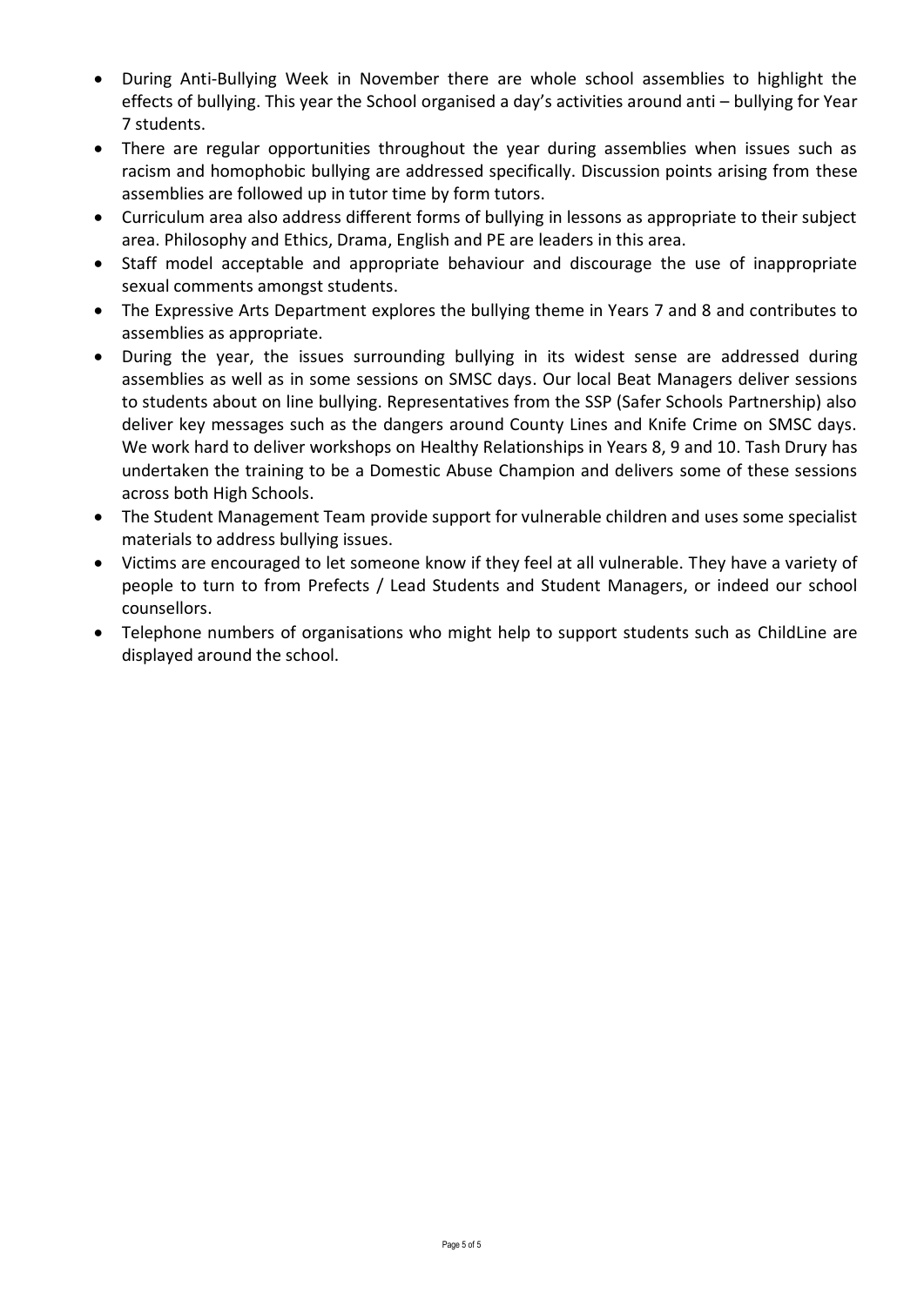- During Anti-Bullying Week in November there are whole school assemblies to highlight the effects of bullying. This year the School organised a day's activities around anti – bullying for Year 7 students.
- There are regular opportunities throughout the year during assemblies when issues such as racism and homophobic bullying are addressed specifically. Discussion points arising from these assemblies are followed up in tutor time by form tutors.
- Curriculum area also address different forms of bullying in lessons as appropriate to their subject area. Philosophy and Ethics, Drama, English and PE are leaders in this area.
- Staff model acceptable and appropriate behaviour and discourage the use of inappropriate sexual comments amongst students.
- The Expressive Arts Department explores the bullying theme in Years 7 and 8 and contributes to assemblies as appropriate.
- During the year, the issues surrounding bullying in its widest sense are addressed during assemblies as well as in some sessions on SMSC days. Our local Beat Managers deliver sessions to students about on line bullying. Representatives from the SSP (Safer Schools Partnership) also deliver key messages such as the dangers around County Lines and Knife Crime on SMSC days. We work hard to deliver workshops on Healthy Relationships in Years 8, 9 and 10. Tash Drury has undertaken the training to be a Domestic Abuse Champion and delivers some of these sessions across both High Schools.
- The Student Management Team provide support for vulnerable children and uses some specialist materials to address bullying issues.
- Victims are encouraged to let someone know if they feel at all vulnerable. They have a variety of people to turn to from Prefects / Lead Students and Student Managers, or indeed our school counsellors.
- Telephone numbers of organisations who might help to support students such as ChildLine are displayed around the school.